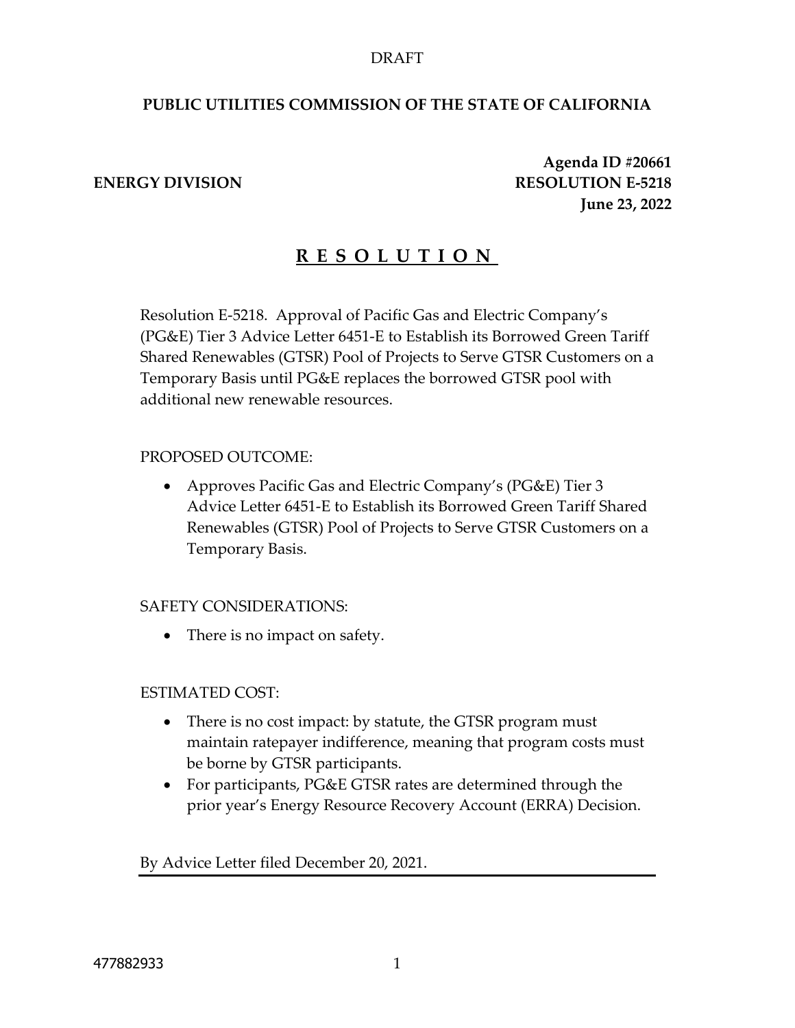DRAFT

**PUBLIC UTILITIES COMMISSION OF THE STATE OF CALIFORNIA**

**ENERGY DIVISION**

**Agenda ID #20661**
**RESOLUTION E-5218**
**June 23, 2022**

# R E S O L U T I O N

Resolution E-5218. Approval of Pacific Gas and Electric Company's (PG&E) Tier 3 Advice Letter 6451-E to Establish its Borrowed Green Tariff Shared Renewables (GTSR) Pool of Projects to Serve GTSR Customers on a Temporary Basis until PG&E replaces the borrowed GTSR pool with additional new renewable resources.

PROPOSED OUTCOME:

- Approves Pacific Gas and Electric Company's (PG&E) Tier 3 Advice Letter 6451-E to Establish its Borrowed Green Tariff Shared Renewables (GTSR) Pool of Projects to Serve GTSR Customers on a Temporary Basis.

SAFETY CONSIDERATIONS:

- There is no impact on safety.

ESTIMATED COST:

- There is no cost impact: by statute, the GTSR program must maintain ratepayer indifference, meaning that program costs must be borne by GTSR participants.
- For participants, PG&E GTSR rates are determined through the prior year's Energy Resource Recovery Account (ERRA) Decision.

By Advice Letter filed December 20, 2021.

---

477882933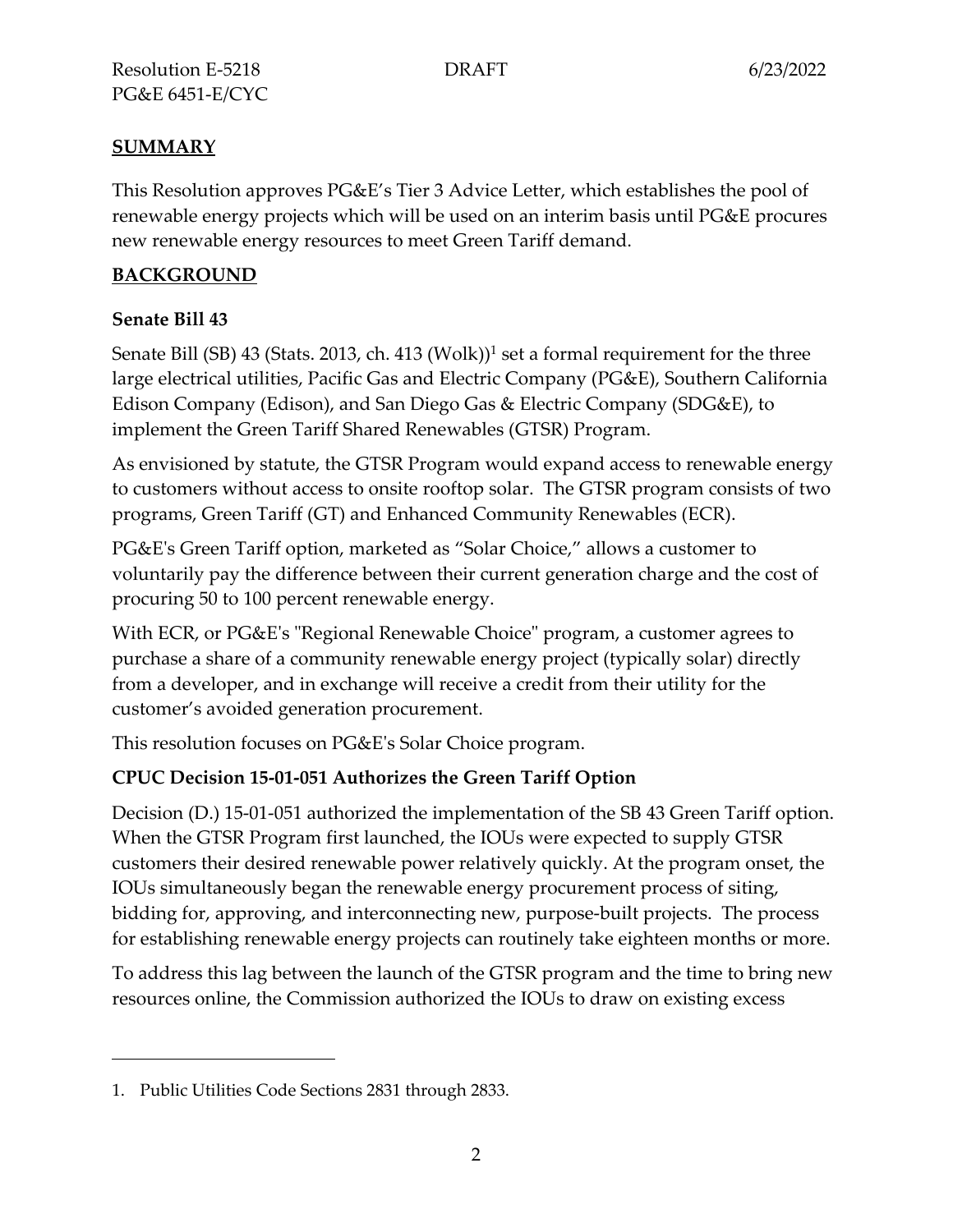## SUMMARY

This Resolution approves PG&E's Tier 3 Advice Letter, which establishes the pool of renewable energy projects which will be used on an interim basis until PG&E procures new renewable energy resources to meet Green Tariff demand.

## BACKGROUND

### Senate Bill 43

Senate Bill (SB) 43 (Stats. 2013, ch. 413 (Wolk))[1] set a formal requirement for the three large electrical utilities, Pacific Gas and Electric Company (PG&E), Southern California Edison Company (Edison), and San Diego Gas & Electric Company (SDG&E), to implement the Green Tariff Shared Renewables (GTSR) Program.

As envisioned by statute, the GTSR Program would expand access to renewable energy to customers without access to onsite rooftop solar. The GTSR program consists of two programs, Green Tariff (GT) and Enhanced Community Renewables (ECR).

PG&E's Green Tariff option, marketed as "Solar Choice," allows a customer to voluntarily pay the difference between their current generation charge and the cost of procuring 50 to 100 percent renewable energy.

With ECR, or PG&E's "Regional Renewable Choice" program, a customer agrees to purchase a share of a community renewable energy project (typically solar) directly from a developer, and in exchange will receive a credit from their utility for the customer's avoided generation procurement.

This resolution focuses on PG&E's Solar Choice program.

### CPUC Decision 15-01-051 Authorizes the Green Tariff Option

Decision (D.) 15-01-051 authorized the implementation of the SB 43 Green Tariff option. When the GTSR Program first launched, the IOUs were expected to supply GTSR customers their desired renewable power relatively quickly. At the program onset, the IOUs simultaneously began the renewable energy procurement process of siting, bidding for, approving, and interconnecting new, purpose-built projects. The process for establishing renewable energy projects can routinely take eighteen months or more.

To address this lag between the launch of the GTSR program and the time to bring new resources online, the Commission authorized the IOUs to draw on existing excess

---

1. Public Utilities Code Sections 2831 through 2833.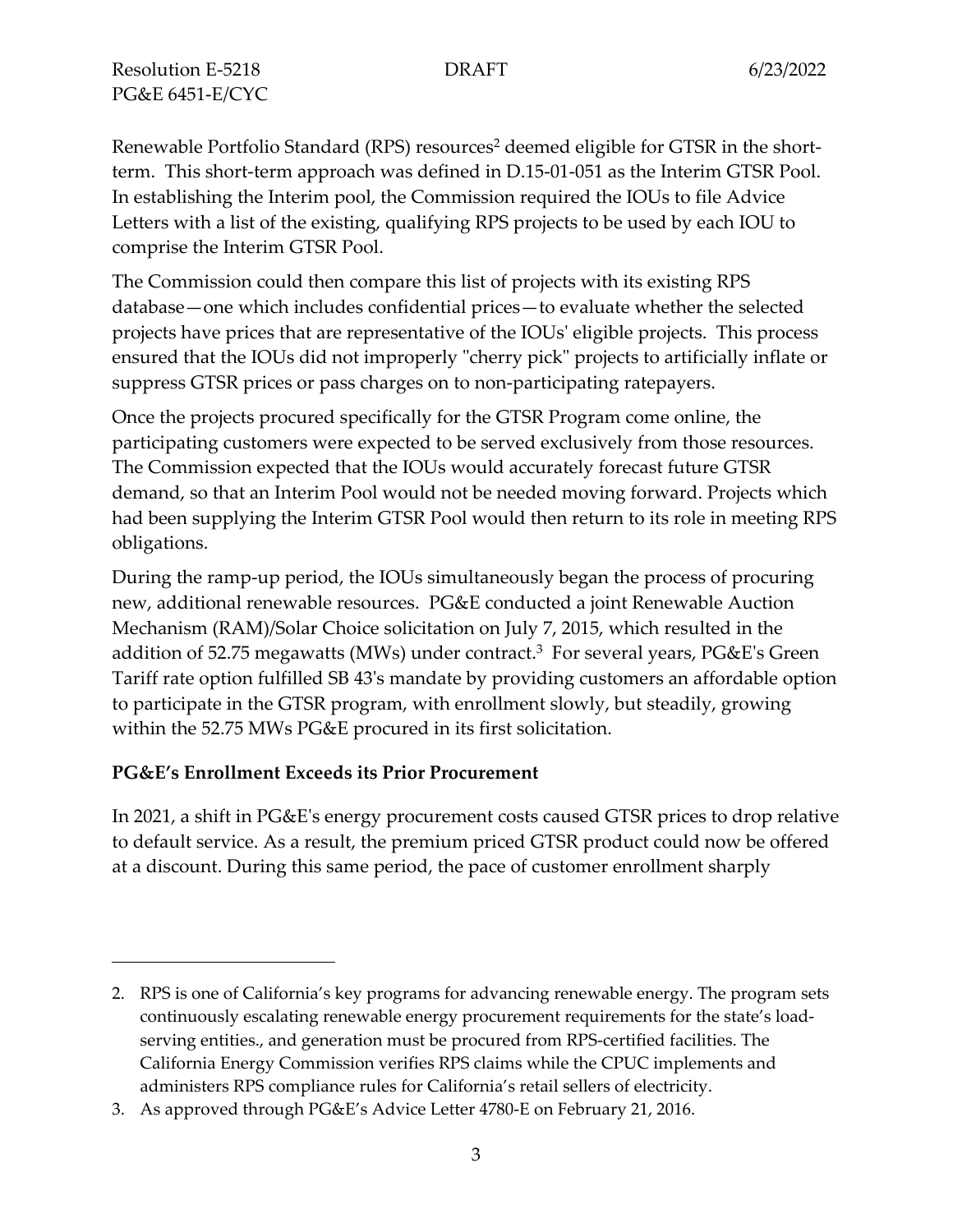Renewable Portfolio Standard (RPS) resources[2] deemed eligible for GTSR in the short-term. This short-term approach was defined in D.15-01-051 as the Interim GTSR Pool. In establishing the Interim pool, the Commission required the IOUs to file Advice Letters with a list of the existing, qualifying RPS projects to be used by each IOU to comprise the Interim GTSR Pool.

The Commission could then compare this list of projects with its existing RPS database—one which includes confidential prices—to evaluate whether the selected projects have prices that are representative of the IOUs' eligible projects. This process ensured that the IOUs did not improperly "cherry pick" projects to artificially inflate or suppress GTSR prices or pass charges on to non-participating ratepayers.

Once the projects procured specifically for the GTSR Program come online, the participating customers were expected to be served exclusively from those resources. The Commission expected that the IOUs would accurately forecast future GTSR demand, so that an Interim Pool would not be needed moving forward. Projects which had been supplying the Interim GTSR Pool would then return to its role in meeting RPS obligations.

During the ramp-up period, the IOUs simultaneously began the process of procuring new, additional renewable resources. PG&E conducted a joint Renewable Auction Mechanism (RAM)/Solar Choice solicitation on July 7, 2015, which resulted in the addition of 52.75 megawatts (MWs) under contract.[3] For several years, PG&E's Green Tariff rate option fulfilled SB 43's mandate by providing customers an affordable option to participate in the GTSR program, with enrollment slowly, but steadily, growing within the 52.75 MWs PG&E procured in its first solicitation.

**PG&E's Enrollment Exceeds its Prior Procurement**

In 2021, a shift in PG&E's energy procurement costs caused GTSR prices to drop relative to default service. As a result, the premium priced GTSR product could now be offered at a discount. During this same period, the pace of customer enrollment sharply

---

2. RPS is one of California's key programs for advancing renewable energy. The program sets continuously escalating renewable energy procurement requirements for the state's load-serving entities., and generation must be procured from RPS-certified facilities. The California Energy Commission verifies RPS claims while the CPUC implements and administers RPS compliance rules for California's retail sellers of electricity.

3. As approved through PG&E's Advice Letter 4780-E on February 21, 2016.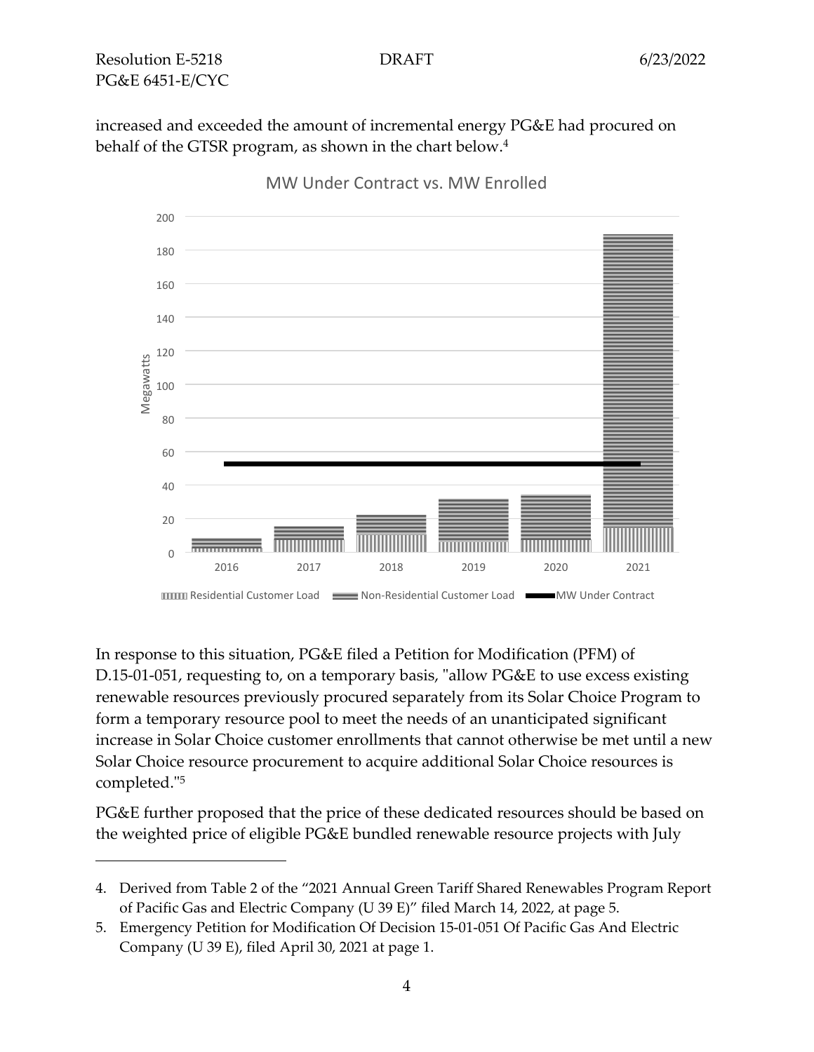increased and exceeded the amount of incremental energy PG&E had procured on behalf of the GTSR program, as shown in the chart below.[4]

MW Under Contract vs. MW Enrolled

Residential Customer Load | Non-Residential Customer Load | MW Under Contract

In response to this situation, PG&E filed a Petition for Modification (PFM) of D.15-01-051, requesting to, on a temporary basis, "allow PG&E to use excess existing renewable resources previously procured separately from its Solar Choice Program to form a temporary resource pool to meet the needs of an unanticipated significant increase in Solar Choice customer enrollments that cannot otherwise be met until a new Solar Choice resource procurement to acquire additional Solar Choice resources is completed."[5]

PG&E further proposed that the price of these dedicated resources should be based on the weighted price of eligible PG&E bundled renewable resource projects with July

---

4. Derived from Table 2 of the "2021 Annual Green Tariff Shared Renewables Program Report of Pacific Gas and Electric Company (U 39 E)" filed March 14, 2022, at page 5.

5. Emergency Petition for Modification Of Decision 15-01-051 Of Pacific Gas And Electric Company (U 39 E), filed April 30, 2021 at page 1.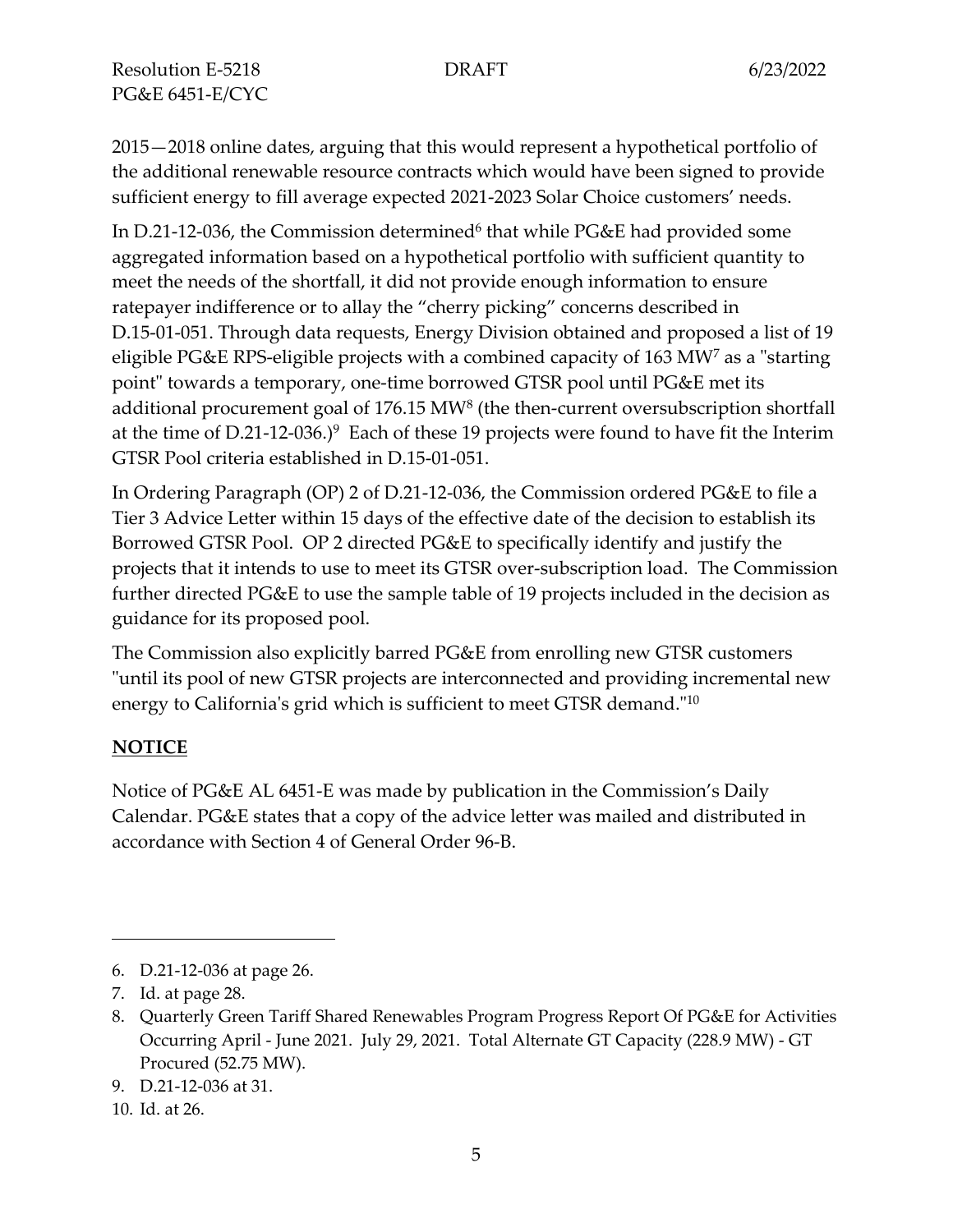2015—2018 online dates, arguing that this would represent a hypothetical portfolio of the additional renewable resource contracts which would have been signed to provide sufficient energy to fill average expected 2021-2023 Solar Choice customers' needs.

In D.21-12-036, the Commission determined[6] that while PG&E had provided some aggregated information based on a hypothetical portfolio with sufficient quantity to meet the needs of the shortfall, it did not provide enough information to ensure ratepayer indifference or to allay the "cherry picking" concerns described in D.15-01-051. Through data requests, Energy Division obtained and proposed a list of 19 eligible PG&E RPS-eligible projects with a combined capacity of 163 MW[7] as a "starting point" towards a temporary, one-time borrowed GTSR pool until PG&E met its additional procurement goal of 176.15 MW[8] (the then-current oversubscription shortfall at the time of D.21-12-036.)[9] Each of these 19 projects were found to have fit the Interim GTSR Pool criteria established in D.15-01-051.

In Ordering Paragraph (OP) 2 of D.21-12-036, the Commission ordered PG&E to file a Tier 3 Advice Letter within 15 days of the effective date of the decision to establish its Borrowed GTSR Pool. OP 2 directed PG&E to specifically identify and justify the projects that it intends to use to meet its GTSR over-subscription load. The Commission further directed PG&E to use the sample table of 19 projects included in the decision as guidance for its proposed pool.

The Commission also explicitly barred PG&E from enrolling new GTSR customers "until its pool of new GTSR projects are interconnected and providing incremental new energy to California's grid which is sufficient to meet GTSR demand."[10]

## NOTICE

Notice of PG&E AL 6451-E was made by publication in the Commission's Daily Calendar. PG&E states that a copy of the advice letter was mailed and distributed in accordance with Section 4 of General Order 96-B.

---

6. D.21-12-036 at page 26.
7. Id. at page 28.
8. Quarterly Green Tariff Shared Renewables Program Progress Report Of PG&E for Activities Occurring April - June 2021. July 29, 2021. Total Alternate GT Capacity (228.9 MW) - GT Procured (52.75 MW).
9. D.21-12-036 at 31.
10. Id. at 26.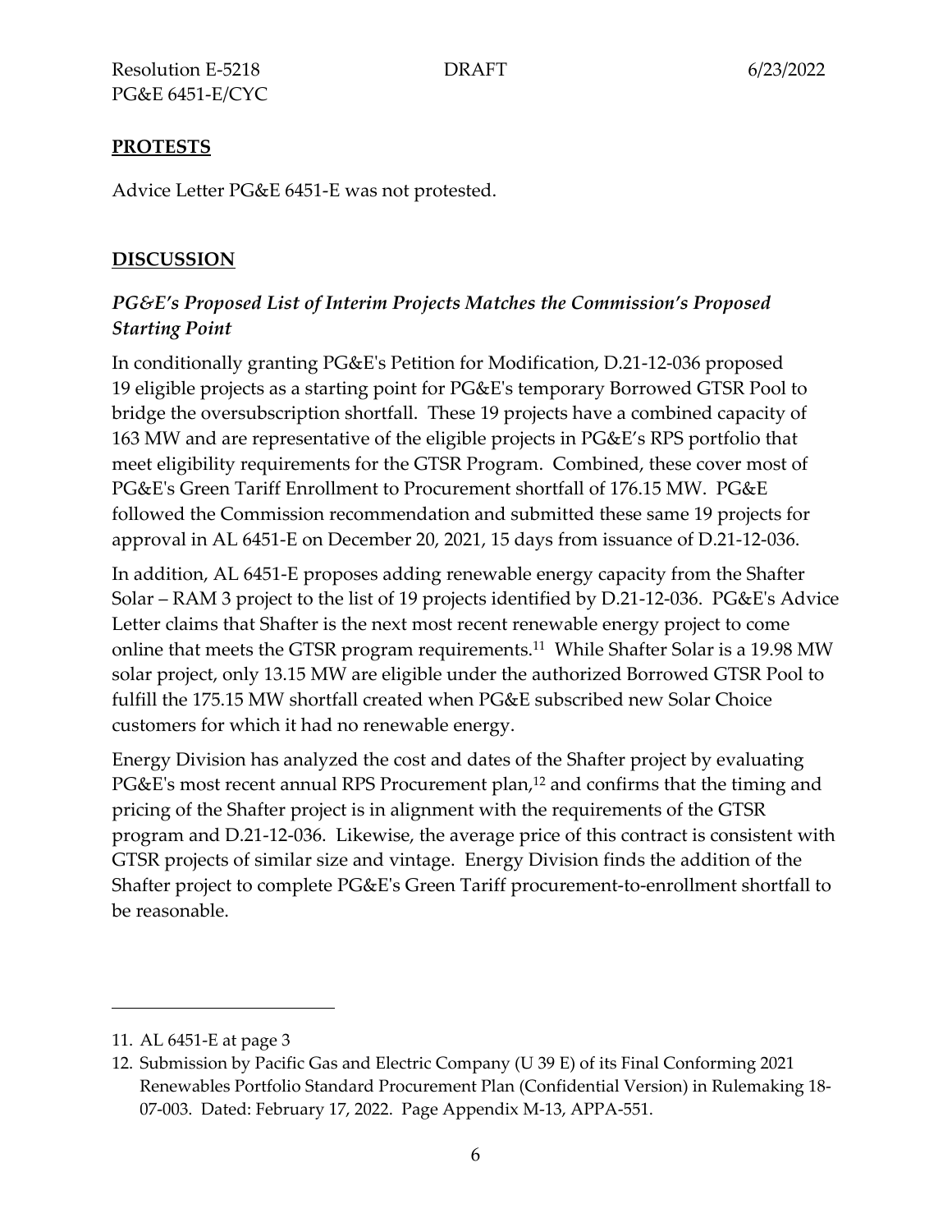## PROTESTS

Advice Letter PG&E 6451-E was not protested.

## DISCUSSION

### *PG&E's Proposed List of Interim Projects Matches the Commission's Proposed Starting Point*

In conditionally granting PG&E's Petition for Modification, D.21-12-036 proposed 19 eligible projects as a starting point for PG&E's temporary Borrowed GTSR Pool to bridge the oversubscription shortfall. These 19 projects have a combined capacity of 163 MW and are representative of the eligible projects in PG&E's RPS portfolio that meet eligibility requirements for the GTSR Program. Combined, these cover most of PG&E's Green Tariff Enrollment to Procurement shortfall of 176.15 MW. PG&E followed the Commission recommendation and submitted these same 19 projects for approval in AL 6451-E on December 20, 2021, 15 days from issuance of D.21-12-036.

In addition, AL 6451-E proposes adding renewable energy capacity from the Shafter Solar – RAM 3 project to the list of 19 projects identified by D.21-12-036. PG&E's Advice Letter claims that Shafter is the next most recent renewable energy project to come online that meets the GTSR program requirements.[11] While Shafter Solar is a 19.98 MW solar project, only 13.15 MW are eligible under the authorized Borrowed GTSR Pool to fulfill the 175.15 MW shortfall created when PG&E subscribed new Solar Choice customers for which it had no renewable energy.

Energy Division has analyzed the cost and dates of the Shafter project by evaluating PG&E's most recent annual RPS Procurement plan,[12] and confirms that the timing and pricing of the Shafter project is in alignment with the requirements of the GTSR program and D.21-12-036. Likewise, the average price of this contract is consistent with GTSR projects of similar size and vintage. Energy Division finds the addition of the Shafter project to complete PG&E's Green Tariff procurement-to-enrollment shortfall to be reasonable.

---

11. AL 6451-E at page 3
12. Submission by Pacific Gas and Electric Company (U 39 E) of its Final Conforming 2021 Renewables Portfolio Standard Procurement Plan (Confidential Version) in Rulemaking 18-07-003. Dated: February 17, 2022. Page Appendix M-13, APPA-551.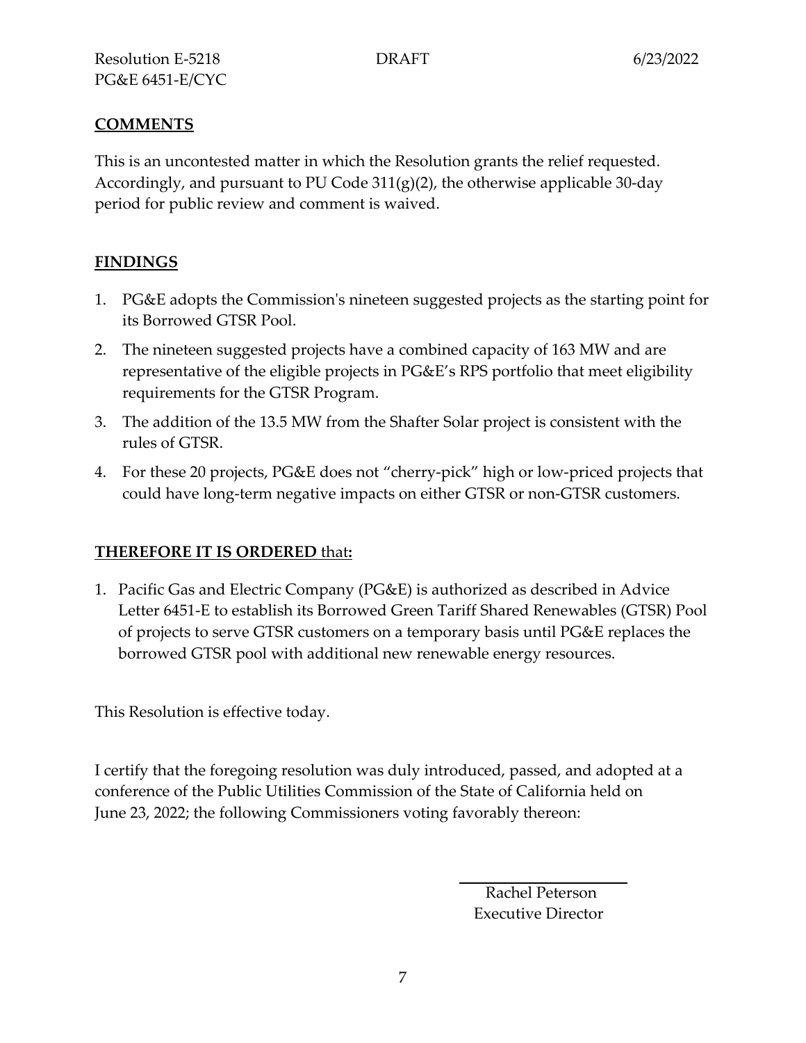## COMMENTS

This is an uncontested matter in which the Resolution grants the relief requested. Accordingly, and pursuant to PU Code 311(g)(2), the otherwise applicable 30-day period for public review and comment is waived.

## FINDINGS

1. PG&E adopts the Commission's nineteen suggested projects as the starting point for its Borrowed GTSR Pool.
2. The nineteen suggested projects have a combined capacity of 163 MW and are representative of the eligible projects in PG&E's RPS portfolio that meet eligibility requirements for the GTSR Program.
3. The addition of the 13.5 MW from the Shafter Solar project is consistent with the rules of GTSR.
4. For these 20 projects, PG&E does not "cherry-pick" high or low-priced projects that could have long-term negative impacts on either GTSR or non-GTSR customers.

## THEREFORE IT IS ORDERED that:

1. Pacific Gas and Electric Company (PG&E) is authorized as described in Advice Letter 6451-E to establish its Borrowed Green Tariff Shared Renewables (GTSR) Pool of projects to serve GTSR customers on a temporary basis until PG&E replaces the borrowed GTSR pool with additional new renewable energy resources.

This Resolution is effective today.

I certify that the foregoing resolution was duly introduced, passed, and adopted at a conference of the Public Utilities Commission of the State of California held on June 23, 2022; the following Commissioners voting favorably thereon:

Rachel Peterson
Executive Director